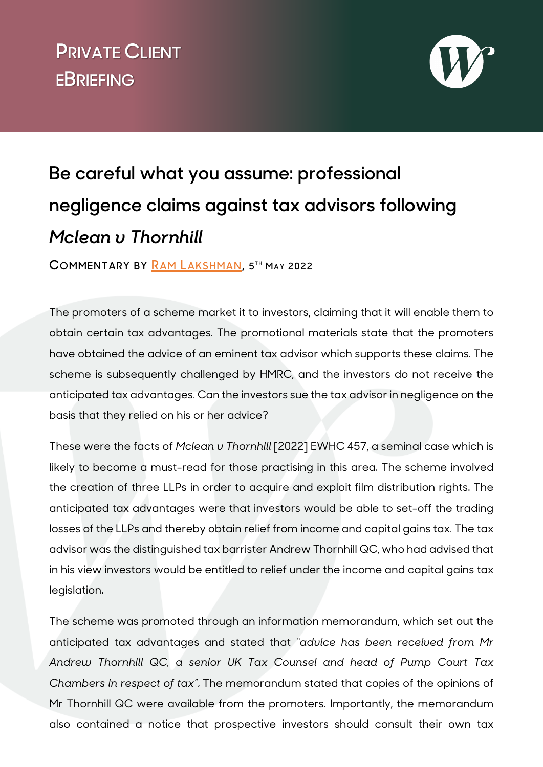PRIVATE CLIENT EBRIEFING

# Be careful what you assume: professional negligence claims against tax advisors following *Mclean v Thornhill*

COMMENTARY BY RAM LAKSHMAN, 5TH MAY 2022

The promoters of a scheme market it to investors, claiming that it will enable them to obtain certain tax advantages. The promotional materials state that the promoters have obtained the advice of an eminent tax advisor which supports these claims. The scheme is subsequently challenged by HMRC, and the investors do not receive the anticipated tax advantages. Can the investors sue the tax advisor in negligence on the basis that they relied on his or her advice?

These were the facts of *Mclean v Thornhill* [2022] EWHC 457, a seminal case which is likely to become a must-read for those practising in this area. The scheme involved the creation of three LLPs in order to acquire and exploit film distribution rights. The anticipated tax advantages were that investors would be able to set-off the trading losses of the LLPs and thereby obtain relief from income and capital gains tax. The tax advisor was the distinguished tax barrister Andrew Thornhill QC, who had advised that in his view investors would be entitled to relief under the income and capital gains tax legislation.

The scheme was promoted through an information memorandum, which set out the anticipated tax advantages and stated that *"advice has been received from Mr Andrew Thornhill QC, a senior UK Tax Counsel and head of Pump Court Tax Chambers in respect of tax".* The memorandum stated that copies of the opinions of Mr Thornhill QC were available from the promoters. Importantly, the memorandum also contained a notice that prospective investors should consult their own tax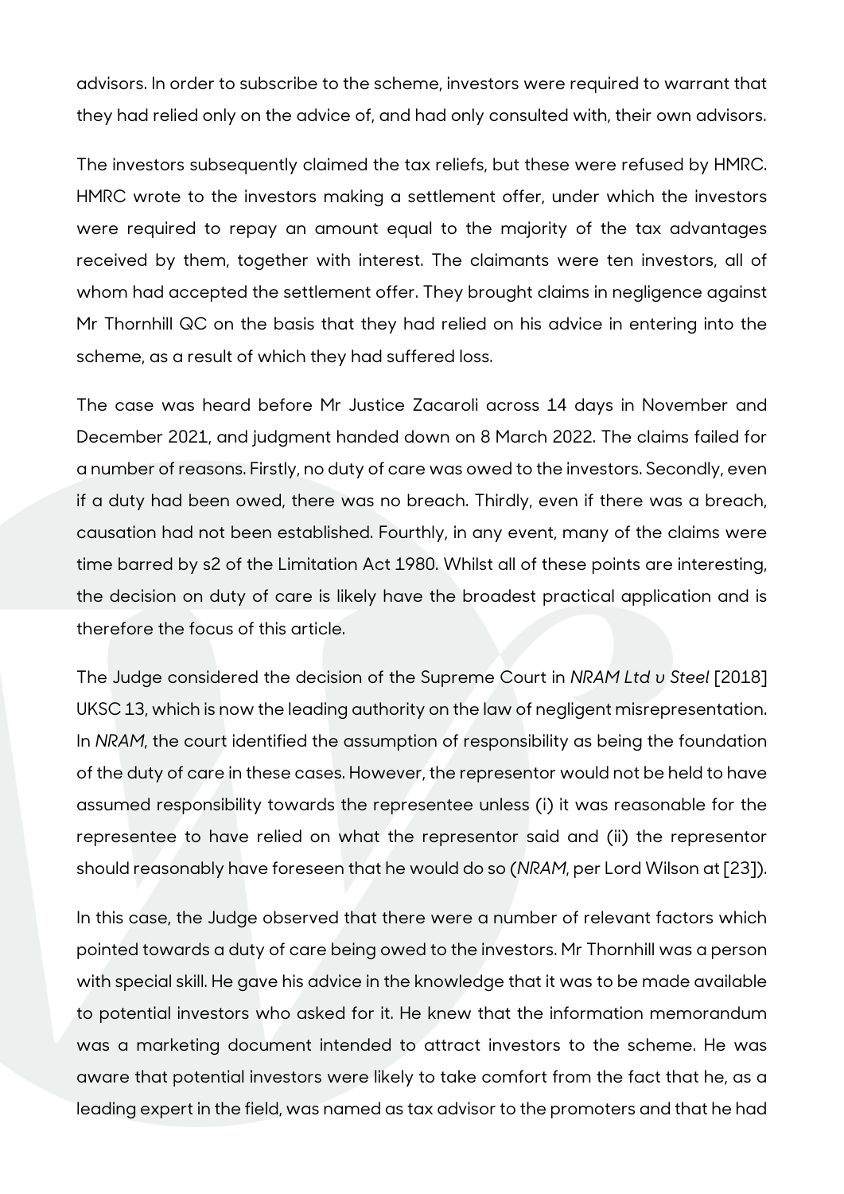advisors. In order to subscribe to the scheme, investors were required to warrant that they had relied only on the advice of, and had only consulted with, their own advisors.

The investors subsequently claimed the tax reliefs, but these were refused by HMRC. HMRC wrote to the investors making a settlement offer, under which the investors were required to repay an amount equal to the majority of the tax advantages received by them, together with interest. The claimants were ten investors, all of whom had accepted the settlement offer. They brought claims in negligence against Mr Thornhill QC on the basis that they had relied on his advice in entering into the scheme, as a result of which they had suffered loss.

The case was heard before Mr Justice Zacaroli across 14 days in November and December 2021, and judgment handed down on 8 March 2022. The claims failed for a number of reasons. Firstly, no duty of care was owed to the investors. Secondly, even if a duty had been owed, there was no breach. Thirdly, even if there was a breach, causation had not been established. Fourthly, in any event, many of the claims were time barred by s2 of the Limitation Act 1980. Whilst all of these points are interesting, the decision on duty of care is likely have the broadest practical application and is therefore the focus of this article.

The Judge considered the decision of the Supreme Court in *NRAM Ltd v Steel* [2018] UKSC 13, which is now the leading authority on the law of negligent misrepresentation. In *NRAM*, the court identified the assumption of responsibility as being the foundation of the duty of care in these cases. However, the representor would not be held to have assumed responsibility towards the representee unless (i) it was reasonable for the representee to have relied on what the representor said and (ii) the representor should reasonably have foreseen that he would do so (*NRAM*, per Lord Wilson at [23]).

In this case, the Judge observed that there were a number of relevant factors which pointed towards a duty of care being owed to the investors. Mr Thornhill was a person with special skill. He gave his advice in the knowledge that it was to be made available to potential investors who asked for it. He knew that the information memorandum was a marketing document intended to attract investors to the scheme. He was aware that potential investors were likely to take comfort from the fact that he, as a leading expert in the field, was named as tax advisor to the promoters and that he had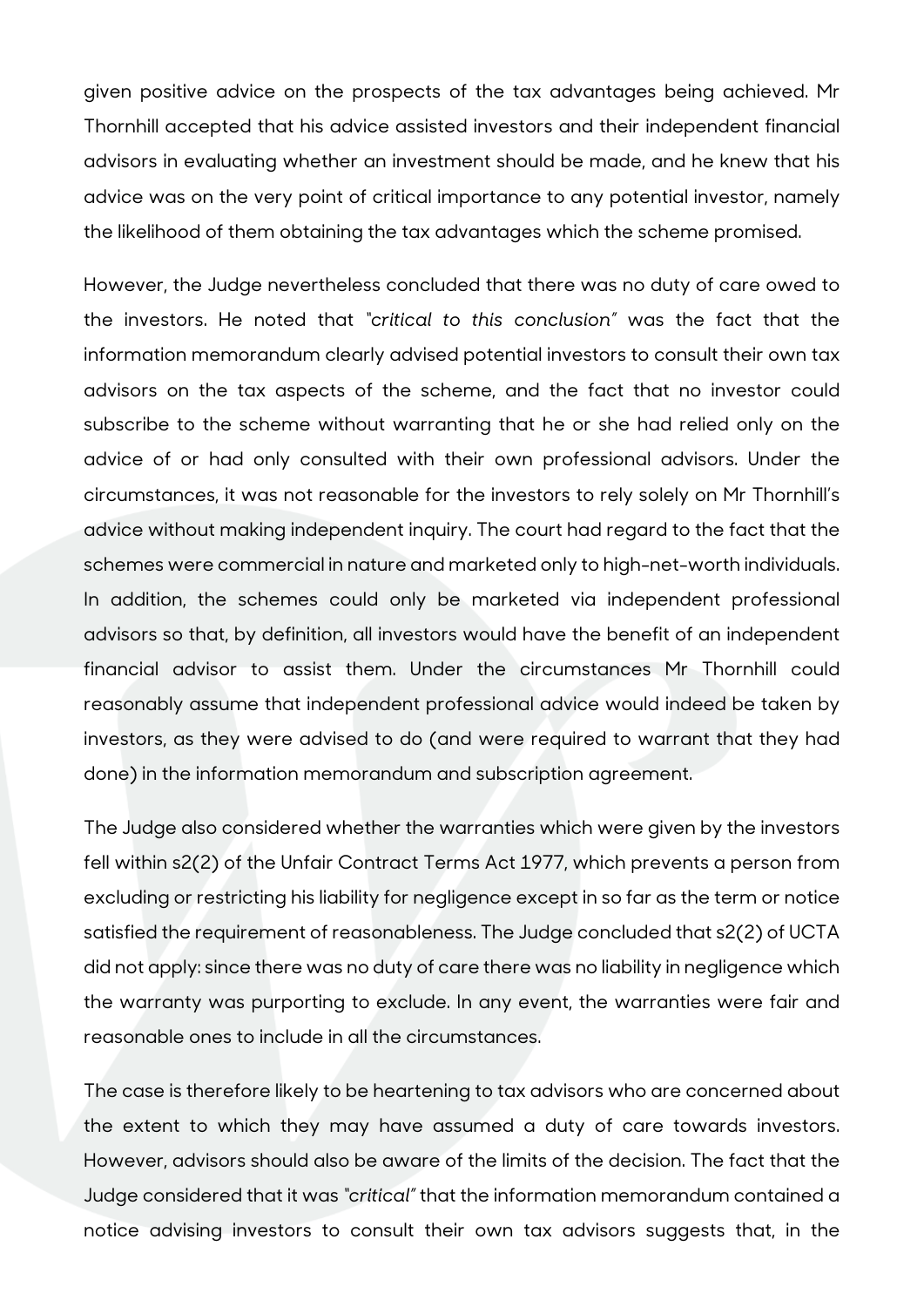given positive advice on the prospects of the tax advantages being achieved. Mr Thornhill accepted that his advice assisted investors and their independent financial advisors in evaluating whether an investment should be made, and he knew that his advice was on the very point of critical importance to any potential investor, namely the likelihood of them obtaining the tax advantages which the scheme promised.

However, the Judge nevertheless concluded that there was no duty of care owed to the investors. He noted that *"critical to this conclusion"* was the fact that the information memorandum clearly advised potential investors to consult their own tax advisors on the tax aspects of the scheme, and the fact that no investor could subscribe to the scheme without warranting that he or she had relied only on the advice of or had only consulted with their own professional advisors. Under the circumstances, it was not reasonable for the investors to rely solely on Mr Thornhill's advice without making independent inquiry. The court had regard to the fact that the schemes were commercial in nature and marketed only to high-net-worth individuals. In addition, the schemes could only be marketed via independent professional advisors so that, by definition, all investors would have the benefit of an independent financial advisor to assist them. Under the circumstances Mr Thornhill could reasonably assume that independent professional advice would indeed be taken by investors, as they were advised to do (and were required to warrant that they had done) in the information memorandum and subscription agreement.

The Judge also considered whether the warranties which were given by the investors fell within s2(2) of the Unfair Contract Terms Act 1977, which prevents a person from excluding or restricting his liability for negligence except in so far as the term or notice satisfied the requirement of reasonableness. The Judge concluded that s2(2) of UCTA did not apply: since there was no duty of care there was no liability in negligence which the warranty was purporting to exclude. In any event, the warranties were fair and reasonable ones to include in all the circumstances.

The case is therefore likely to be heartening to tax advisors who are concerned about the extent to which they may have assumed a duty of care towards investors. However, advisors should also be aware of the limits of the decision. The fact that the Judge considered that it was *"critical"* that the information memorandum contained a notice advising investors to consult their own tax advisors suggests that, in the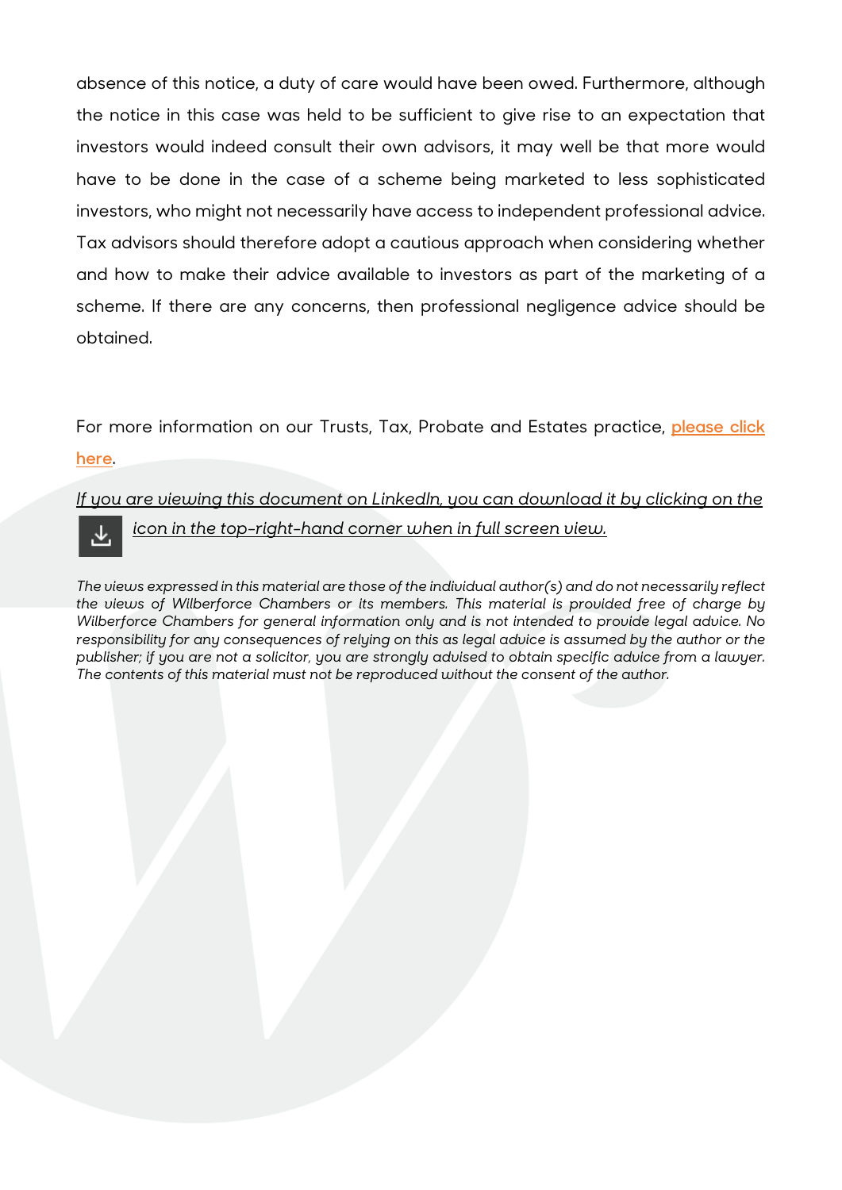absence of this notice, a duty of care would have been owed. Furthermore, although the notice in this case was held to be sufficient to give rise to an expectation that investors would indeed consult their own advisors, it may well be that more would have to be done in the case of a scheme being marketed to less sophisticated investors, who might not necessarily have access to independent professional advice. Tax advisors should therefore adopt a cautious approach when considering whether and how to make their advice available to investors as part of the marketing of a scheme. If there are any concerns, then professional negligence advice should be obtained.

For more information on our Trusts, Tax, Probate and Estates practice, please click here.

*If you are viewing this document on LinkedIn, you can download it by clicking on the icon in the top-right-hand corner when in full screen view.*

*The views expressed in this material are those of the individual author(s) and do not necessarily reflect the views of Wilberforce Chambers or its members. This material is provided free of charge by Wilberforce Chambers for general information only and is not intended to provide legal advice. No responsibility for any consequences of relying on this as legal advice is assumed by the author or the publisher; if you are not a solicitor, you are strongly advised to obtain specific advice from a lawyer. The contents of this material must not be reproduced without the consent of the author.*